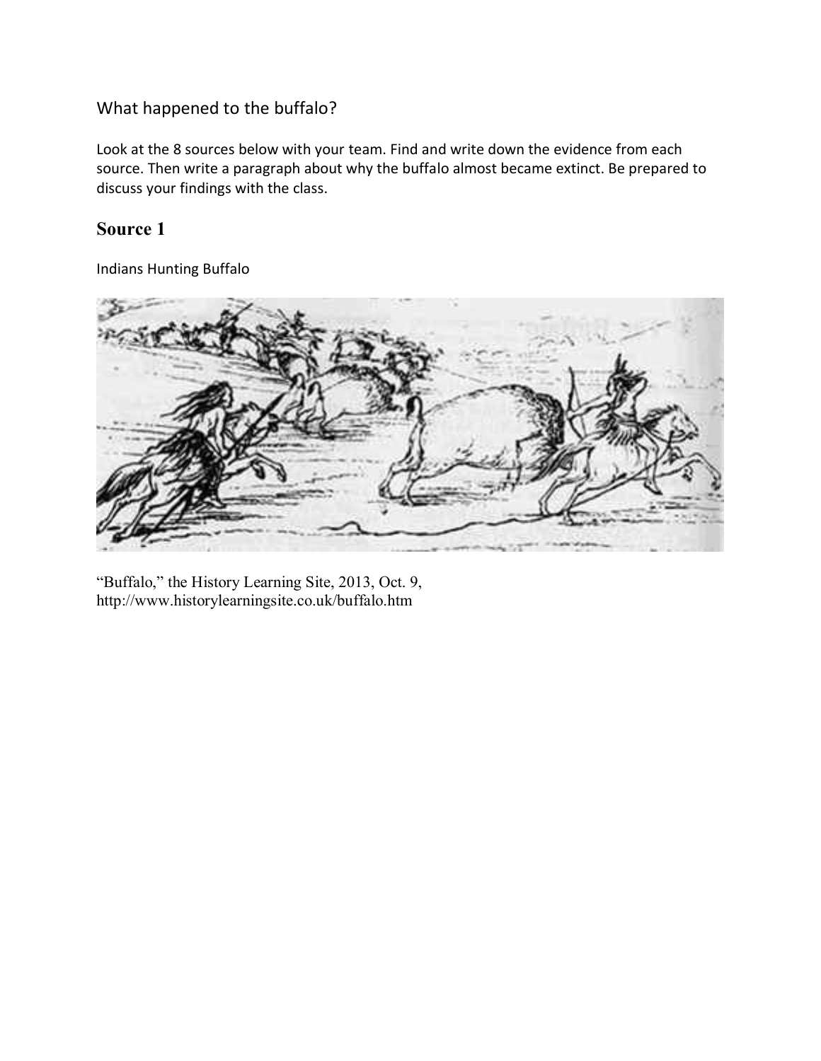What happened to the buffalo?

Look at the 8 sources below with your team. Find and write down the evidence from each source. Then write a paragraph about why the buffalo almost became extinct. Be prepared to discuss your findings with the class.

## Source 1

Indians Hunting Buffalo

"Buffalo," the History Learning Site, 2013, Oct. 9, http://www.historylearningsite.co.uk/buffalo.htm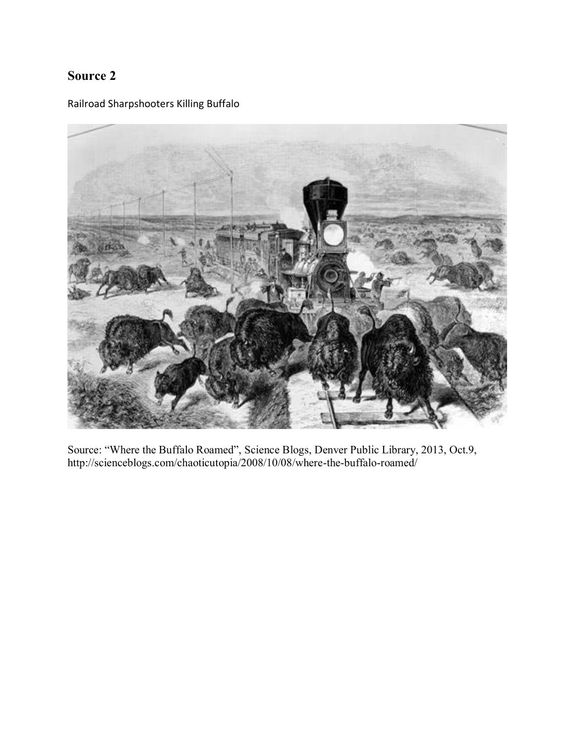## Source 2

Railroad Sharpshooters Killing Buffalo

Source: “Where the Buffalo Roamed”, Science Blogs, Denver Public Library, 2013, Oct.9, http://scienceblogs.com/chaoticutopia/2008/10/08/where-the-buffalo-roamed/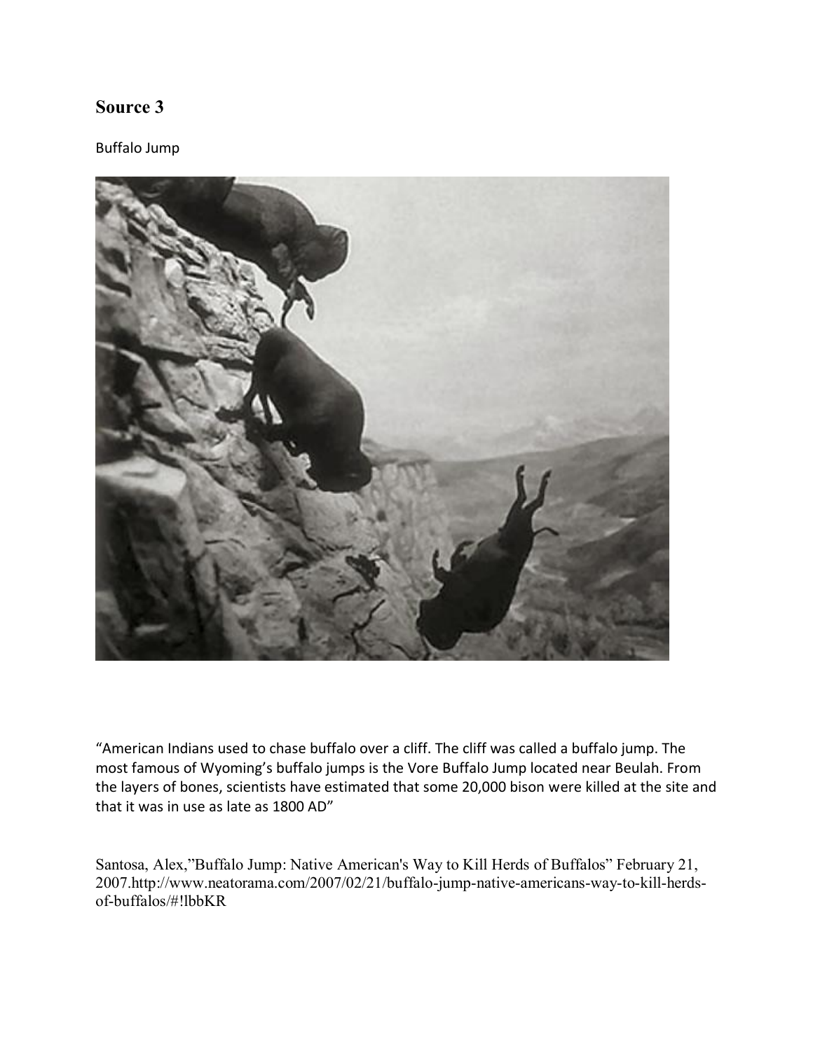## Source 3

Buffalo Jump

"American Indians used to chase buffalo over a cliff. The cliff was called a buffalo jump. The most famous of Wyoming's buffalo jumps is the Vore Buffalo Jump located near Beulah. From the layers of bones, scientists have estimated that some 20,000 bison were killed at the site and that it was in use as late as 1800 AD"

Santosa, Alex,"Buffalo Jump: Native American's Way to Kill Herds of Buffalos" February 21, 2007.http://www.neatorama.com/2007/02/21/buffalo-jump-native-americans-way-to-kill-herds-of-buffalos/#!lbbKR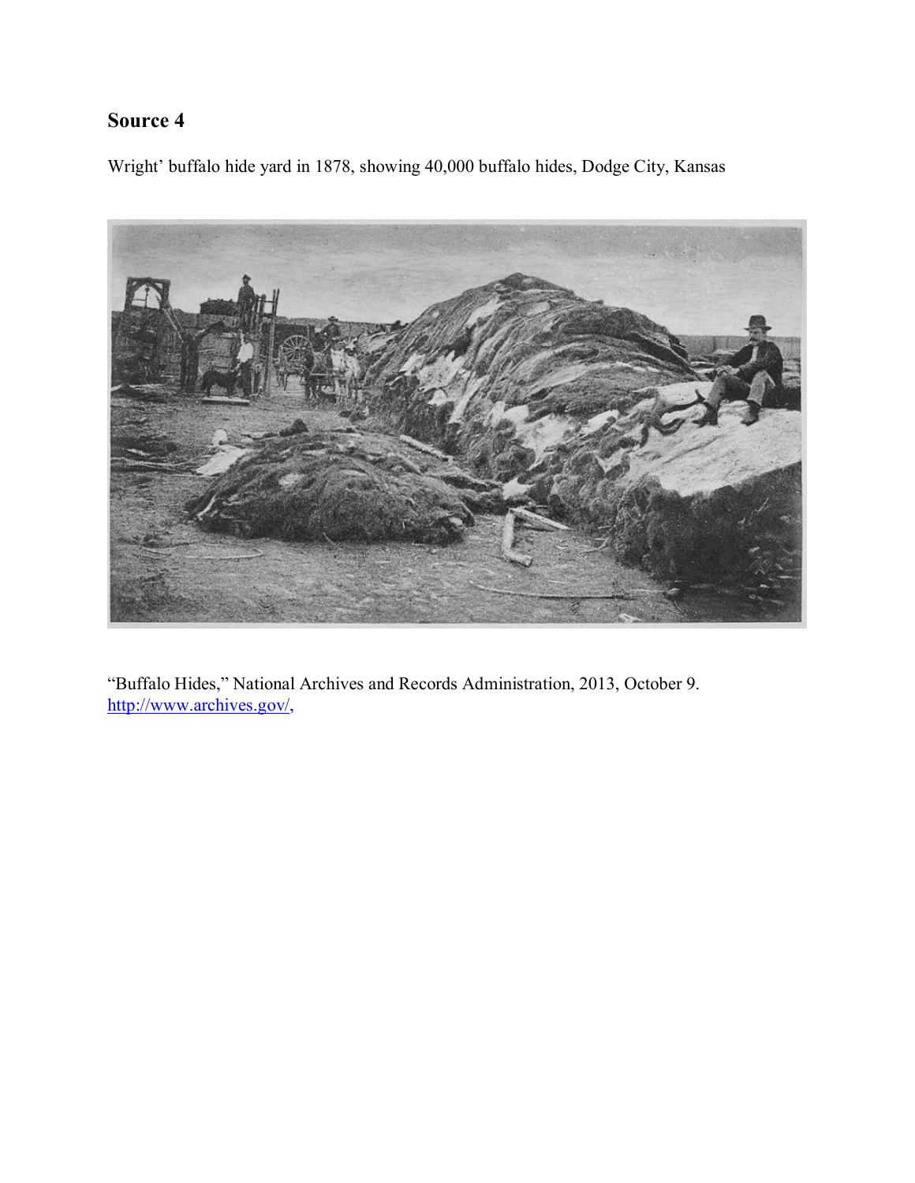## Source 4

Wright' buffalo hide yard in 1878, showing 40,000 buffalo hides, Dodge City, Kansas

"Buffalo Hides," National Archives and Records Administration, 2013, October 9. http://www.archives.gov/,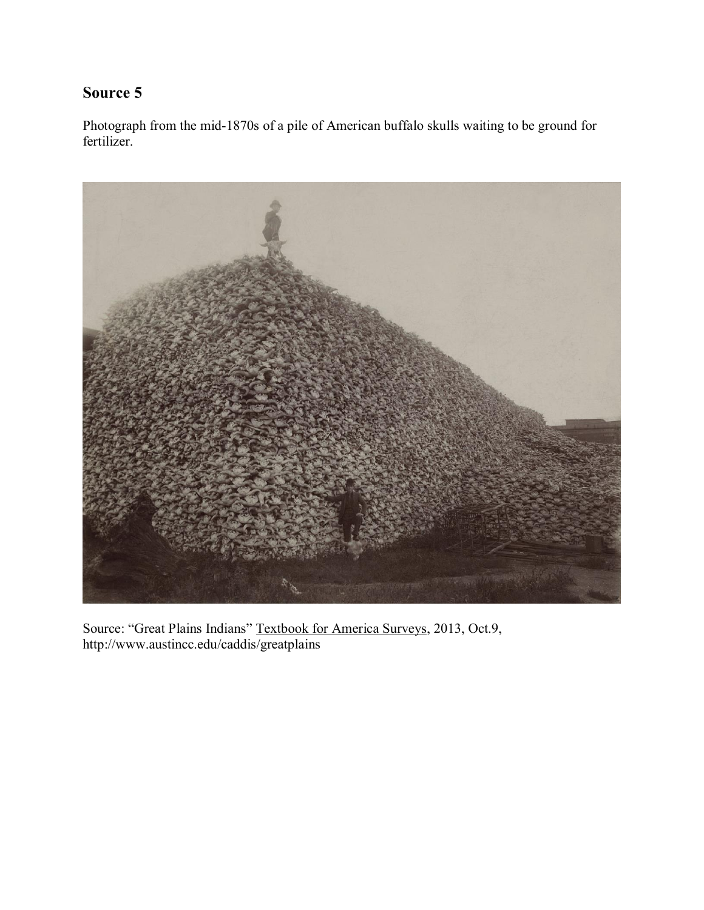## Source 5

Photograph from the mid-1870s of a pile of American buffalo skulls waiting to be ground for fertilizer.

Source: "Great Plains Indians" Textbook for America Surveys, 2013, Oct.9, http://www.austincc.edu/caddis/greatplains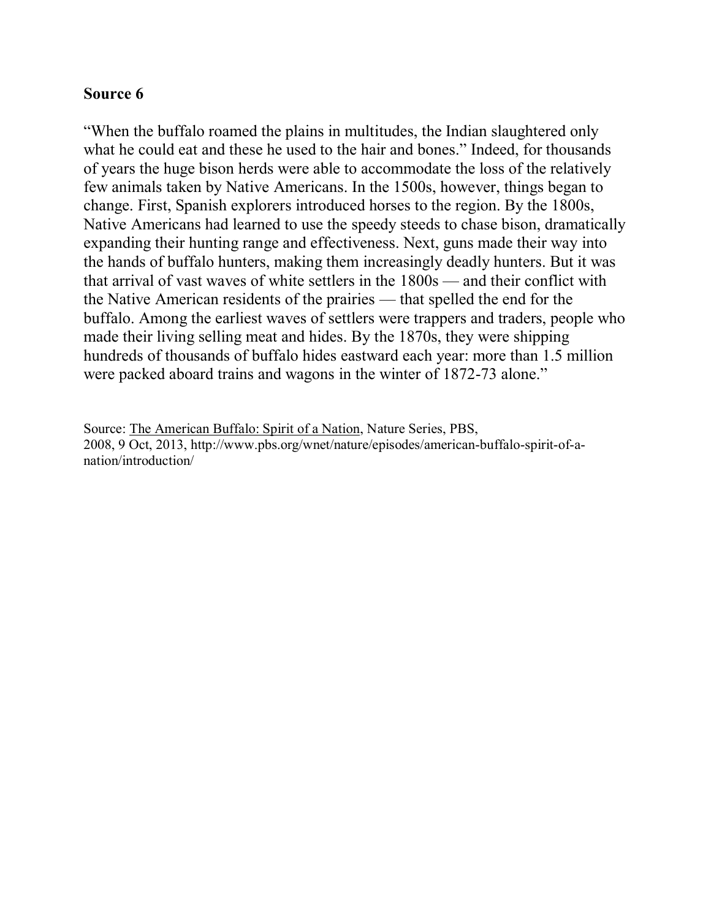**Source 6**

"When the buffalo roamed the plains in multitudes, the Indian slaughtered only what he could eat and these he used to the hair and bones." Indeed, for thousands of years the huge bison herds were able to accommodate the loss of the relatively few animals taken by Native Americans. In the 1500s, however, things began to change. First, Spanish explorers introduced horses to the region. By the 1800s, Native Americans had learned to use the speedy steeds to chase bison, dramatically expanding their hunting range and effectiveness. Next, guns made their way into the hands of buffalo hunters, making them increasingly deadly hunters. But it was that arrival of vast waves of white settlers in the 1800s — and their conflict with the Native American residents of the prairies — that spelled the end for the buffalo. Among the earliest waves of settlers were trappers and traders, people who made their living selling meat and hides. By the 1870s, they were shipping hundreds of thousands of buffalo hides eastward each year: more than 1.5 million were packed aboard trains and wagons in the winter of 1872-73 alone."

Source: The American Buffalo: Spirit of a Nation, Nature Series, PBS, 2008, 9 Oct, 2013, http://www.pbs.org/wnet/nature/episodes/american-buffalo-spirit-of-a-nation/introduction/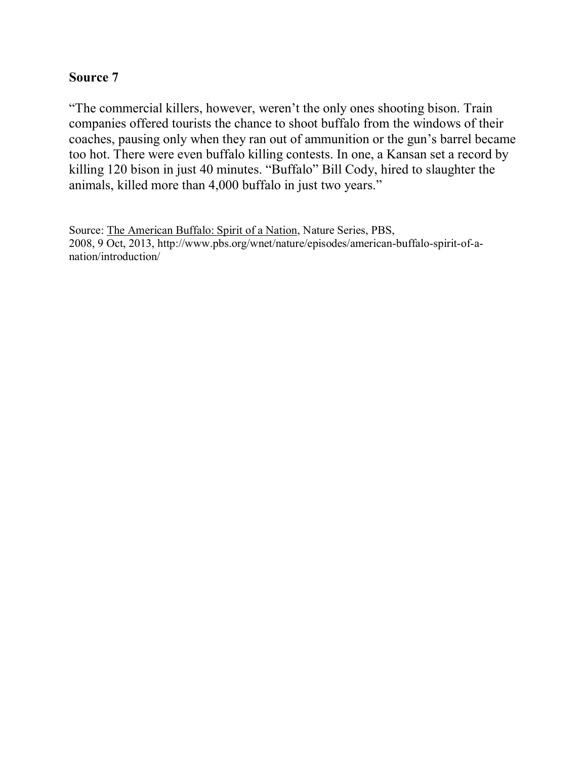**Source 7**

"The commercial killers, however, weren't the only ones shooting bison. Train companies offered tourists the chance to shoot buffalo from the windows of their coaches, pausing only when they ran out of ammunition or the gun's barrel became too hot. There were even buffalo killing contests. In one, a Kansan set a record by killing 120 bison in just 40 minutes. "Buffalo" Bill Cody, hired to slaughter the animals, killed more than 4,000 buffalo in just two years."

Source: The American Buffalo: Spirit of a Nation, Nature Series, PBS, 2008, 9 Oct, 2013, http://www.pbs.org/wnet/nature/episodes/american-buffalo-spirit-of-a-nation/introduction/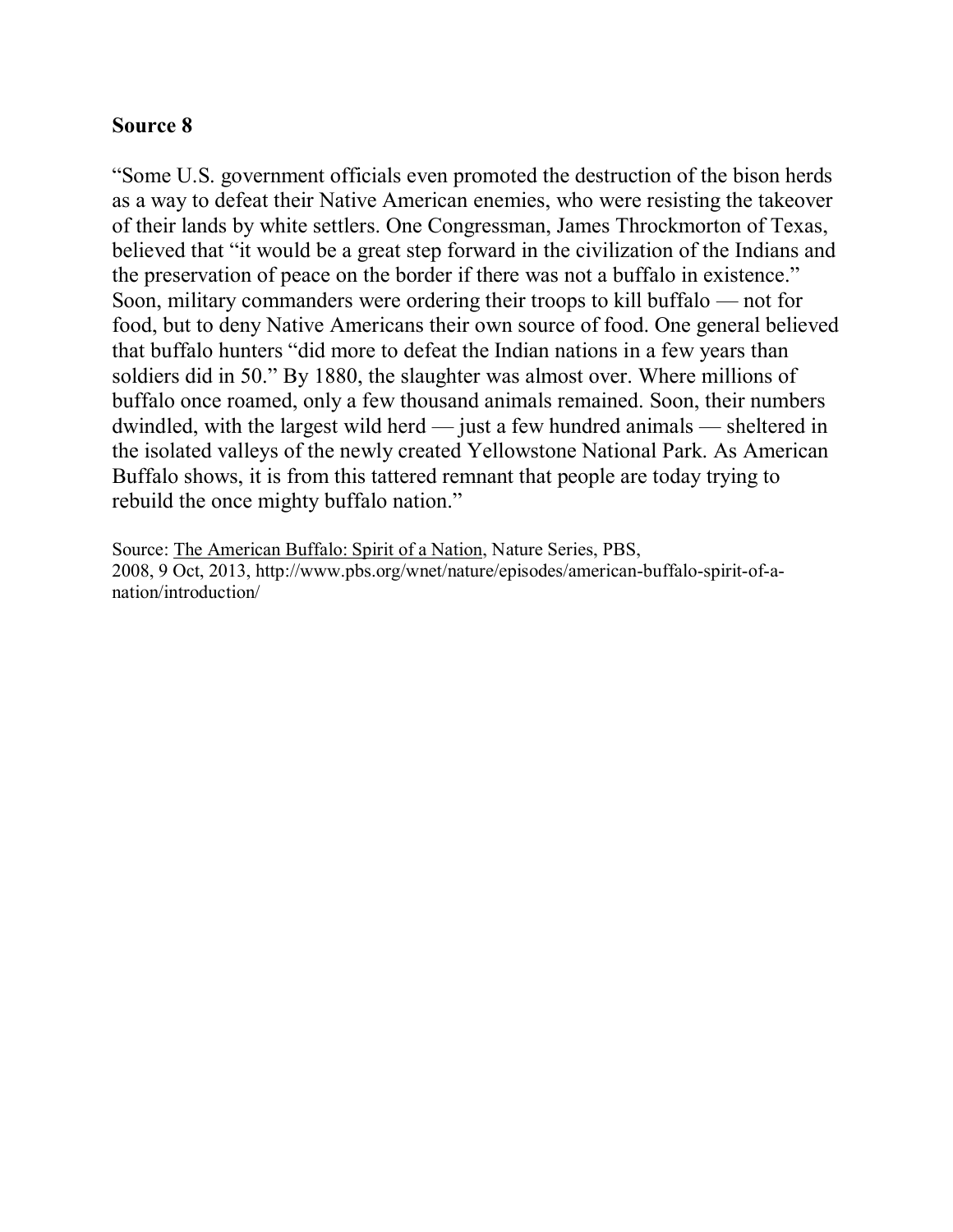**Source 8**

"Some U.S. government officials even promoted the destruction of the bison herds as a way to defeat their Native American enemies, who were resisting the takeover of their lands by white settlers. One Congressman, James Throckmorton of Texas, believed that "it would be a great step forward in the civilization of the Indians and the preservation of peace on the border if there was not a buffalo in existence." Soon, military commanders were ordering their troops to kill buffalo — not for food, but to deny Native Americans their own source of food. One general believed that buffalo hunters "did more to defeat the Indian nations in a few years than soldiers did in 50." By 1880, the slaughter was almost over. Where millions of buffalo once roamed, only a few thousand animals remained. Soon, their numbers dwindled, with the largest wild herd — just a few hundred animals — sheltered in the isolated valleys of the newly created Yellowstone National Park. As American Buffalo shows, it is from this tattered remnant that people are today trying to rebuild the once mighty buffalo nation."

Source: The American Buffalo: Spirit of a Nation, Nature Series, PBS, 2008, 9 Oct, 2013, http://www.pbs.org/wnet/nature/episodes/american-buffalo-spirit-of-a-nation/introduction/